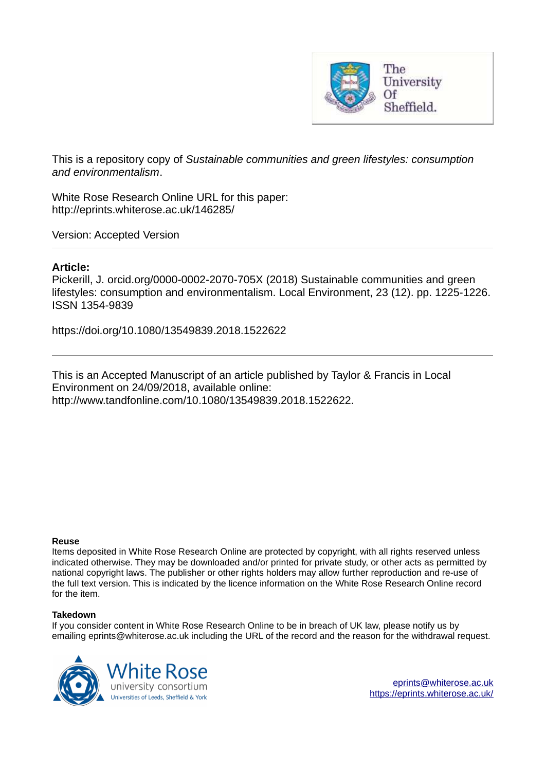This is a repository copy of *Sustainable communities and green lifestyles: consumption and environmentalism*.

White Rose Research Online URL for this paper:
http://eprints.whiterose.ac.uk/146285/

Version: Accepted Version

---

**Article:**

Pickerill, J. orcid.org/0000-0002-2070-705X (2018) Sustainable communities and green lifestyles: consumption and environmentalism. Local Environment, 23 (12). pp. 1225-1226. ISSN 1354-9839

https://doi.org/10.1080/13549839.2018.1522622

---

This is an Accepted Manuscript of an article published by Taylor & Francis in Local Environment on 24/09/2018, available online: http://www.tandfonline.com/10.1080/13549839.2018.1522622.

**Reuse**

Items deposited in White Rose Research Online are protected by copyright, with all rights reserved unless indicated otherwise. They may be downloaded and/or printed for private study, or other acts as permitted by national copyright laws. The publisher or other rights holders may allow further reproduction and re-use of the full text version. This is indicated by the licence information on the White Rose Research Online record for the item.

**Takedown**

If you consider content in White Rose Research Online to be in breach of UK law, please notify us by emailing eprints@whiterose.ac.uk including the URL of the record and the reason for the withdrawal request.

eprints@whiterose.ac.uk
https://eprints.whiterose.ac.uk/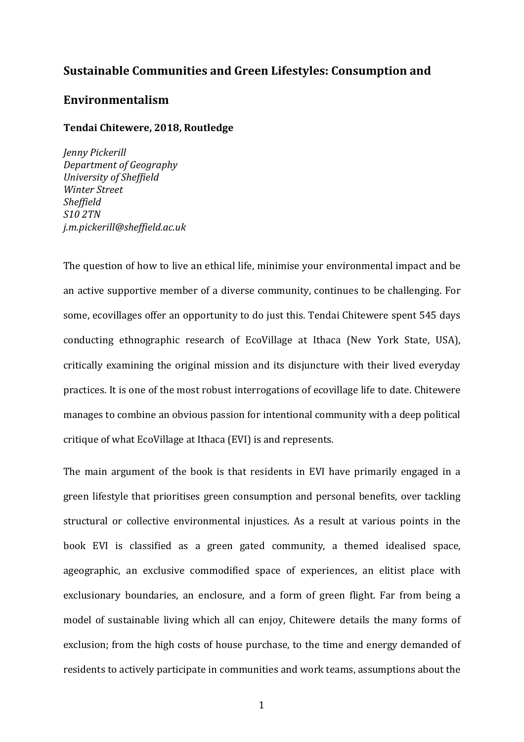## Sustainable Communities and Green Lifestyles: Consumption and Environmentalism

**Tendai Chitewere, 2018, Routledge**

*Jenny Pickerill*
*Department of Geography*
*University of Sheffield*
*Winter Street*
*Sheffield*
*S10 2TN*
*j.m.pickerill@sheffield.ac.uk*

The question of how to live an ethical life, minimise your environmental impact and be an active supportive member of a diverse community, continues to be challenging. For some, ecovillages offer an opportunity to do just this. Tendai Chitewere spent 545 days conducting ethnographic research of EcoVillage at Ithaca (New York State, USA), critically examining the original mission and its disjuncture with their lived everyday practices. It is one of the most robust interrogations of ecovillage life to date. Chitewere manages to combine an obvious passion for intentional community with a deep political critique of what EcoVillage at Ithaca (EVI) is and represents.

The main argument of the book is that residents in EVI have primarily engaged in a green lifestyle that prioritises green consumption and personal benefits, over tackling structural or collective environmental injustices. As a result at various points in the book EVI is classified as a green gated community, a themed idealised space, ageographic, an exclusive commodified space of experiences, an elitist place with exclusionary boundaries, an enclosure, and a form of green flight. Far from being a model of sustainable living which all can enjoy, Chitewere details the many forms of exclusion; from the high costs of house purchase, to the time and energy demanded of residents to actively participate in communities and work teams, assumptions about the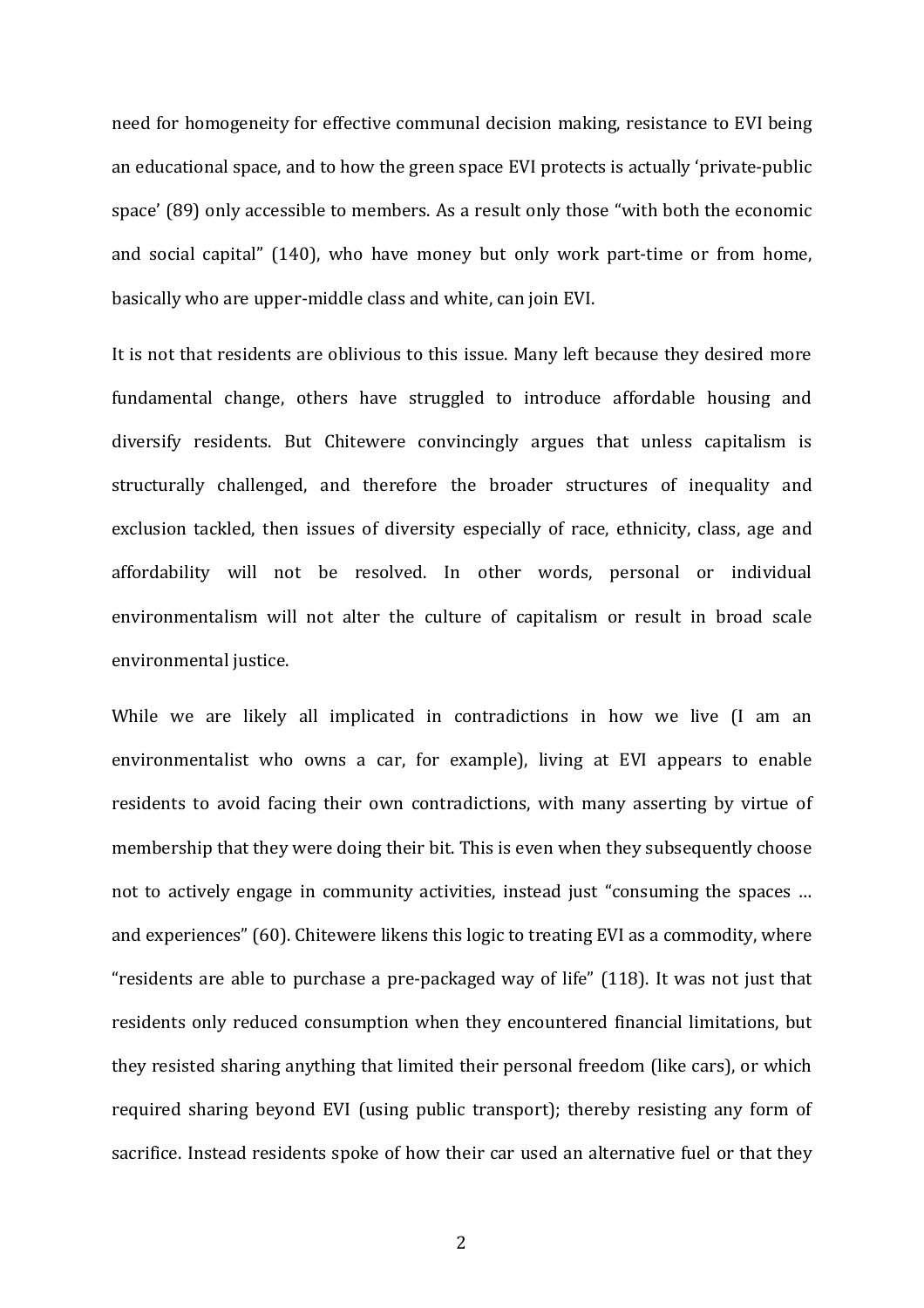need for homogeneity for effective communal decision making, resistance to EVI being an educational space, and to how the green space EVI protects is actually 'private-public space' (89) only accessible to members. As a result only those "with both the economic and social capital" (140), who have money but only work part-time or from home, basically who are upper-middle class and white, can join EVI.

It is not that residents are oblivious to this issue. Many left because they desired more fundamental change, others have struggled to introduce affordable housing and diversify residents. But Chitewere convincingly argues that unless capitalism is structurally challenged, and therefore the broader structures of inequality and exclusion tackled, then issues of diversity especially of race, ethnicity, class, age and affordability will not be resolved. In other words, personal or individual environmentalism will not alter the culture of capitalism or result in broad scale environmental justice.

While we are likely all implicated in contradictions in how we live (I am an environmentalist who owns a car, for example), living at EVI appears to enable residents to avoid facing their own contradictions, with many asserting by virtue of membership that they were doing their bit. This is even when they subsequently choose not to actively engage in community activities, instead just "consuming the spaces … and experiences" (60). Chitewere likens this logic to treating EVI as a commodity, where "residents are able to purchase a pre-packaged way of life" (118). It was not just that residents only reduced consumption when they encountered financial limitations, but they resisted sharing anything that limited their personal freedom (like cars), or which required sharing beyond EVI (using public transport); thereby resisting any form of sacrifice. Instead residents spoke of how their car used an alternative fuel or that they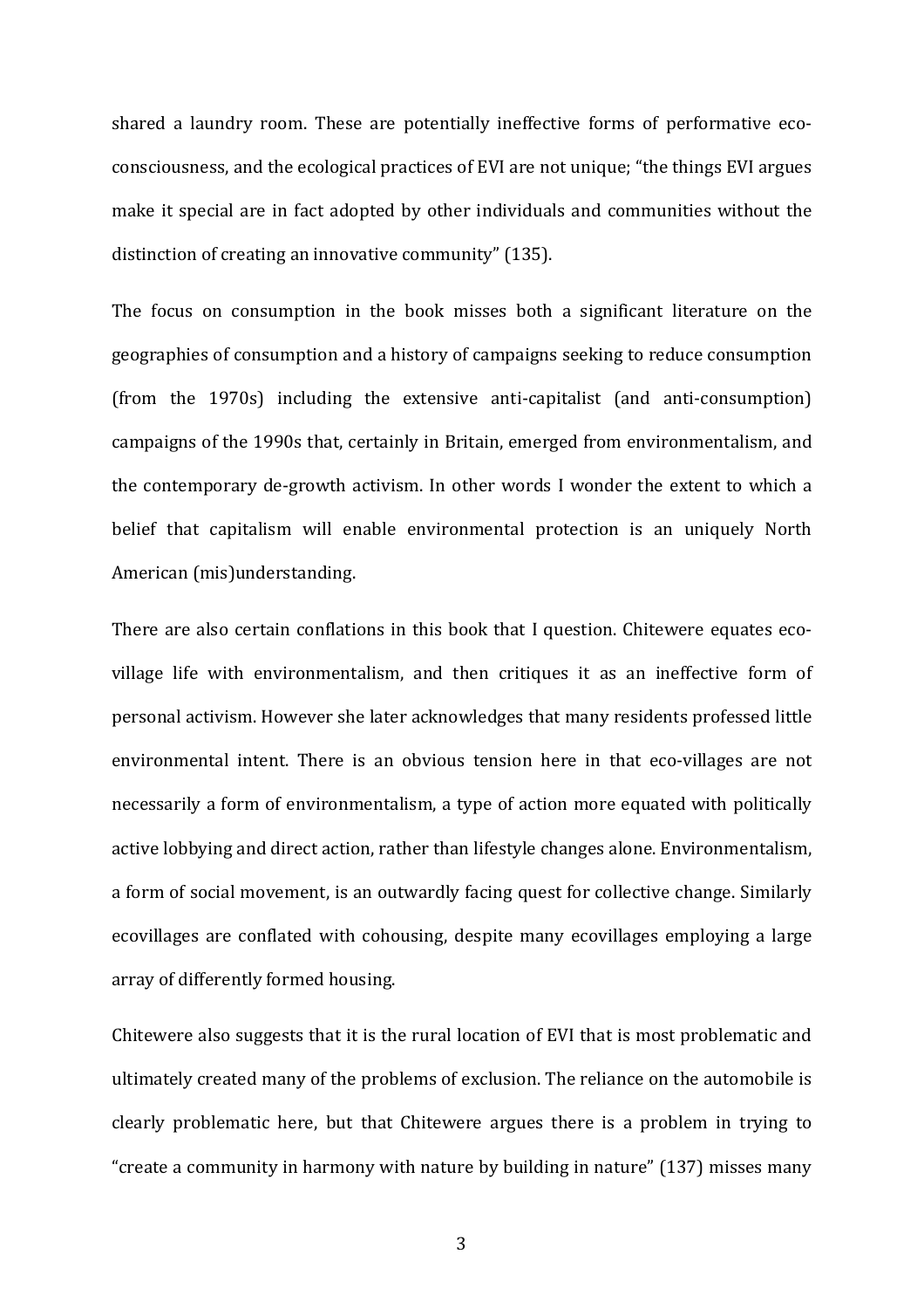shared a laundry room. These are potentially ineffective forms of performative eco-consciousness, and the ecological practices of EVI are not unique; "the things EVI argues make it special are in fact adopted by other individuals and communities without the distinction of creating an innovative community" (135).

The focus on consumption in the book misses both a significant literature on the geographies of consumption and a history of campaigns seeking to reduce consumption (from the 1970s) including the extensive anti-capitalist (and anti-consumption) campaigns of the 1990s that, certainly in Britain, emerged from environmentalism, and the contemporary de-growth activism. In other words I wonder the extent to which a belief that capitalism will enable environmental protection is an uniquely North American (mis)understanding.

There are also certain conflations in this book that I question. Chitewere equates eco-village life with environmentalism, and then critiques it as an ineffective form of personal activism. However she later acknowledges that many residents professed little environmental intent. There is an obvious tension here in that eco-villages are not necessarily a form of environmentalism, a type of action more equated with politically active lobbying and direct action, rather than lifestyle changes alone. Environmentalism, a form of social movement, is an outwardly facing quest for collective change. Similarly ecovillages are conflated with cohousing, despite many ecovillages employing a large array of differently formed housing.

Chitewere also suggests that it is the rural location of EVI that is most problematic and ultimately created many of the problems of exclusion. The reliance on the automobile is clearly problematic here, but that Chitewere argues there is a problem in trying to "create a community in harmony with nature by building in nature" (137) misses many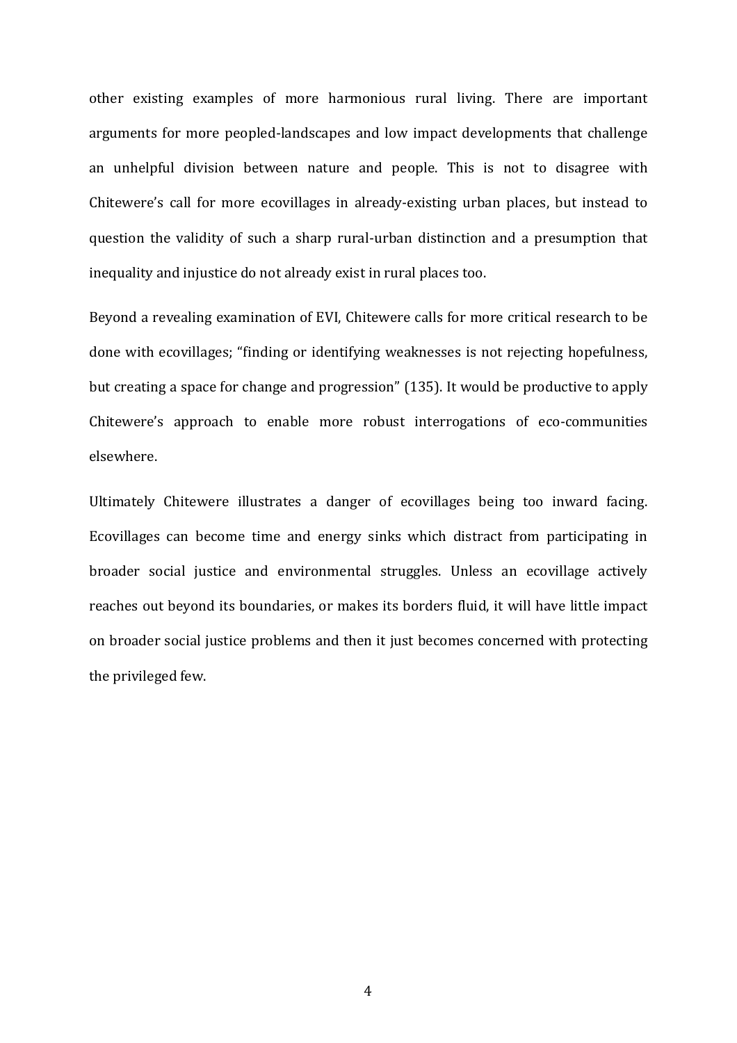other existing examples of more harmonious rural living. There are important arguments for more peopled-landscapes and low impact developments that challenge an unhelpful division between nature and people. This is not to disagree with Chitewere's call for more ecovillages in already-existing urban places, but instead to question the validity of such a sharp rural-urban distinction and a presumption that inequality and injustice do not already exist in rural places too.

Beyond a revealing examination of EVI, Chitewere calls for more critical research to be done with ecovillages; "finding or identifying weaknesses is not rejecting hopefulness, but creating a space for change and progression" (135). It would be productive to apply Chitewere's approach to enable more robust interrogations of eco-communities elsewhere.

Ultimately Chitewere illustrates a danger of ecovillages being too inward facing. Ecovillages can become time and energy sinks which distract from participating in broader social justice and environmental struggles. Unless an ecovillage actively reaches out beyond its boundaries, or makes its borders fluid, it will have little impact on broader social justice problems and then it just becomes concerned with protecting the privileged few.